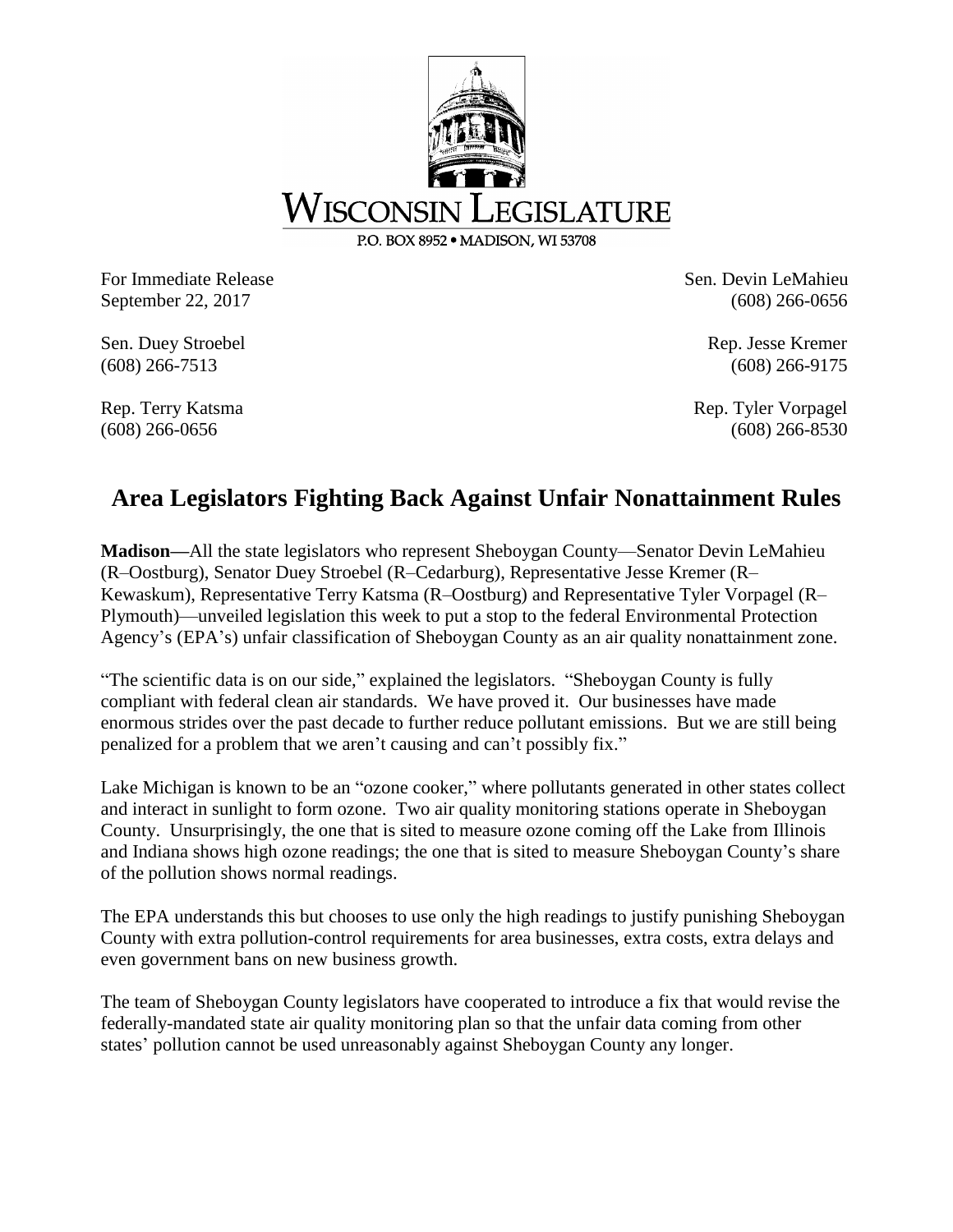WISCONSIN LEGISLATURE

P.O. BOX 8952 • MADISON, WI 53708

For Immediate Release
September 22, 2017

Sen. Devin LeMahieu
(608) 266-0656

Sen. Duey Stroebel
(608) 266-7513

Rep. Jesse Kremer
(608) 266-9175

Rep. Terry Katsma
(608) 266-0656

Rep. Tyler Vorpagel
(608) 266-8530

# Area Legislators Fighting Back Against Unfair Nonattainment Rules

**Madison**—All the state legislators who represent Sheboygan County—Senator Devin LeMahieu (R–Oostburg), Senator Duey Stroebel (R–Cedarburg), Representative Jesse Kremer (R–Kewaskum), Representative Terry Katsma (R–Oostburg) and Representative Tyler Vorpagel (R–Plymouth)—unveiled legislation this week to put a stop to the federal Environmental Protection Agency's (EPA's) unfair classification of Sheboygan County as an air quality nonattainment zone.

"The scientific data is on our side," explained the legislators. "Sheboygan County is fully compliant with federal clean air standards. We have proved it. Our businesses have made enormous strides over the past decade to further reduce pollutant emissions. But we are still being penalized for a problem that we aren't causing and can't possibly fix."

Lake Michigan is known to be an "ozone cooker," where pollutants generated in other states collect and interact in sunlight to form ozone. Two air quality monitoring stations operate in Sheboygan County. Unsurprisingly, the one that is sited to measure ozone coming off the Lake from Illinois and Indiana shows high ozone readings; the one that is sited to measure Sheboygan County's share of the pollution shows normal readings.

The EPA understands this but chooses to use only the high readings to justify punishing Sheboygan County with extra pollution-control requirements for area businesses, extra costs, extra delays and even government bans on new business growth.

The team of Sheboygan County legislators have cooperated to introduce a fix that would revise the federally-mandated state air quality monitoring plan so that the unfair data coming from other states' pollution cannot be used unreasonably against Sheboygan County any longer.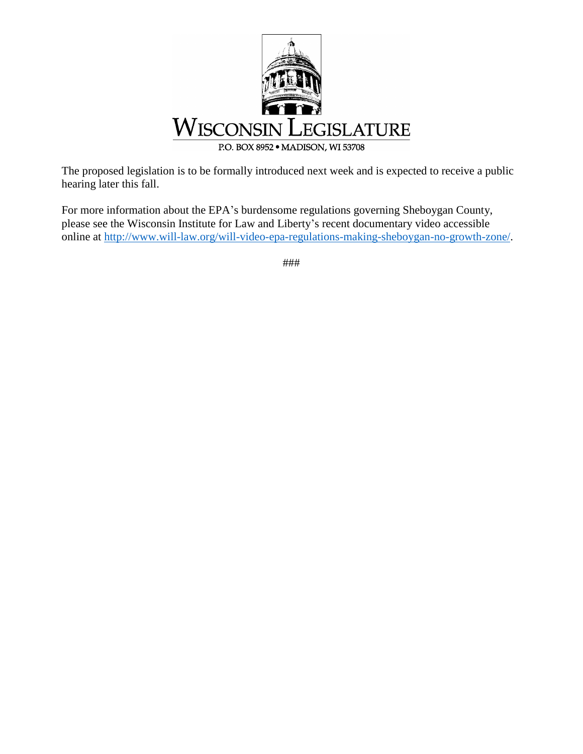Wisconsin Legislature

P.O. BOX 8952 • MADISON, WI 53708

The proposed legislation is to be formally introduced next week and is expected to receive a public hearing later this fall.

For more information about the EPA's burdensome regulations governing Sheboygan County, please see the Wisconsin Institute for Law and Liberty's recent documentary video accessible online at http://www.will-law.org/will-video-epa-regulations-making-sheboygan-no-growth-zone/.

###